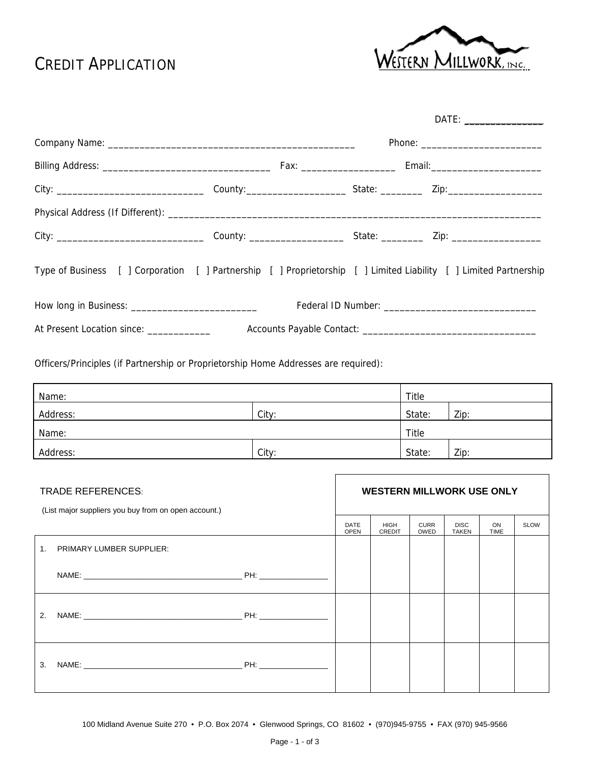# CREDIT APPLICATION

WESTERN MILLWORK, INC.

DATE: _______________

Company Name: _______________________________________________ Phone: _______________________

Billing Address: _______________________________ Fax: _________________ Email:_____________________

City: ____________________________ County:___________________ State: ________ Zip:__________________

Physical Address (If Different): _______________________________________________________________________

City: ____________________________ County: __________________ State: ________ Zip: _________________

Type of Business [ ] Corporation [ ] Partnership [ ] Proprietorship [ ] Limited Liability [ ] Limited Partnership

How long in Business: ________________________ Federal ID Number: _____________________________

At Present Location since: ____________ Accounts Payable Contact: _________________________________

Officers/Principles (if Partnership or Proprietorship Home Addresses are required):

| Name: | | Title | |
|---|---|---|---|
| Address: | City: | State: | Zip: |
| Name: | | Title | |
| Address: | City: | State: | Zip: |

| TRADE REFERENCES: (List major suppliers you buy from on open account.) | WESTERN MILLWORK USE ONLY | | | | | |
|---|---|---|---|---|---|---|
| | DATE OPEN | HIGH CREDIT | CURR OWED | DISC TAKEN | ON TIME | SLOW |
| 1. PRIMARY LUMBER SUPPLIER: NAME: ______________________ PH: ____________ | | | | | | |
| 2. NAME: ______________________ PH: ____________ | | | | | | |
| 3. NAME: ______________________ PH: ____________ | | | | | | |

100 Midland Avenue Suite 270 • P.O. Box 2074 • Glenwood Springs, CO 81602 • (970)945-9755 • FAX (970) 945-9566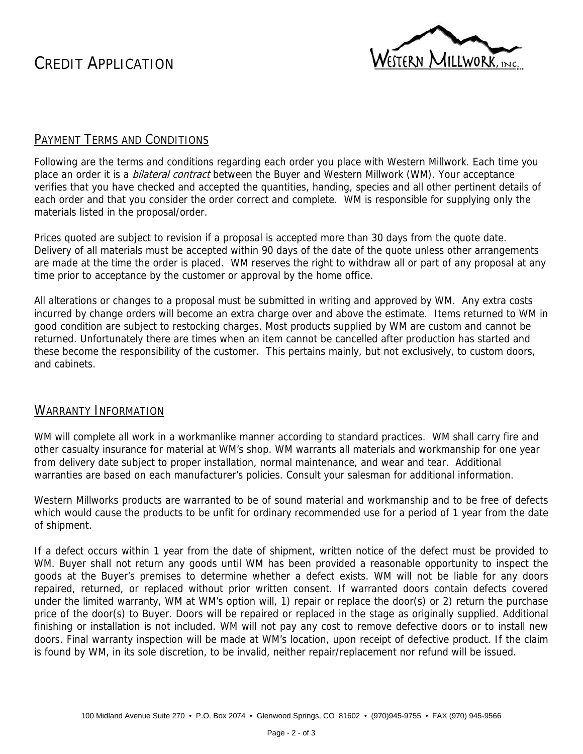# CREDIT APPLICATION

## PAYMENT TERMS AND CONDITIONS

Following are the terms and conditions regarding each order you place with Western Millwork. Each time you place an order it is a *bilateral contract* between the Buyer and Western Millwork (WM). Your acceptance verifies that you have checked and accepted the quantities, handing, species and all other pertinent details of each order and that you consider the order correct and complete. WM is responsible for supplying only the materials listed in the proposal/order.

Prices quoted are subject to revision if a proposal is accepted more than 30 days from the quote date. Delivery of all materials must be accepted within 90 days of the date of the quote unless other arrangements are made at the time the order is placed. WM reserves the right to withdraw all or part of any proposal at any time prior to acceptance by the customer or approval by the home office.

All alterations or changes to a proposal must be submitted in writing and approved by WM. Any extra costs incurred by change orders will become an extra charge over and above the estimate. Items returned to WM in good condition are subject to restocking charges. Most products supplied by WM are custom and cannot be returned. Unfortunately there are times when an item cannot be cancelled after production has started and these become the responsibility of the customer. This pertains mainly, but not exclusively, to custom doors, and cabinets.

## WARRANTY INFORMATION

WM will complete all work in a workmanlike manner according to standard practices. WM shall carry fire and other casualty insurance for material at WM's shop. WM warrants all materials and workmanship for one year from delivery date subject to proper installation, normal maintenance, and wear and tear. Additional warranties are based on each manufacturer's policies. Consult your salesman for additional information.

Western Millworks products are warranted to be of sound material and workmanship and to be free of defects which would cause the products to be unfit for ordinary recommended use for a period of 1 year from the date of shipment.

If a defect occurs within 1 year from the date of shipment, written notice of the defect must be provided to WM. Buyer shall not return any goods until WM has been provided a reasonable opportunity to inspect the goods at the Buyer's premises to determine whether a defect exists. WM will not be liable for any doors repaired, returned, or replaced without prior written consent. If warranted doors contain defects covered under the limited warranty, WM at WM's option will, 1) repair or replace the door(s) or 2) return the purchase price of the door(s) to Buyer. Doors will be repaired or replaced in the stage as originally supplied. Additional finishing or installation is not included. WM will not pay any cost to remove defective doors or to install new doors. Final warranty inspection will be made at WM's location, upon receipt of defective product. If the claim is found by WM, in its sole discretion, to be invalid, neither repair/replacement nor refund will be issued.

100 Midland Avenue Suite 270 • P.O. Box 2074 • Glenwood Springs, CO 81602 • (970)945-9755 • FAX (970) 945-9566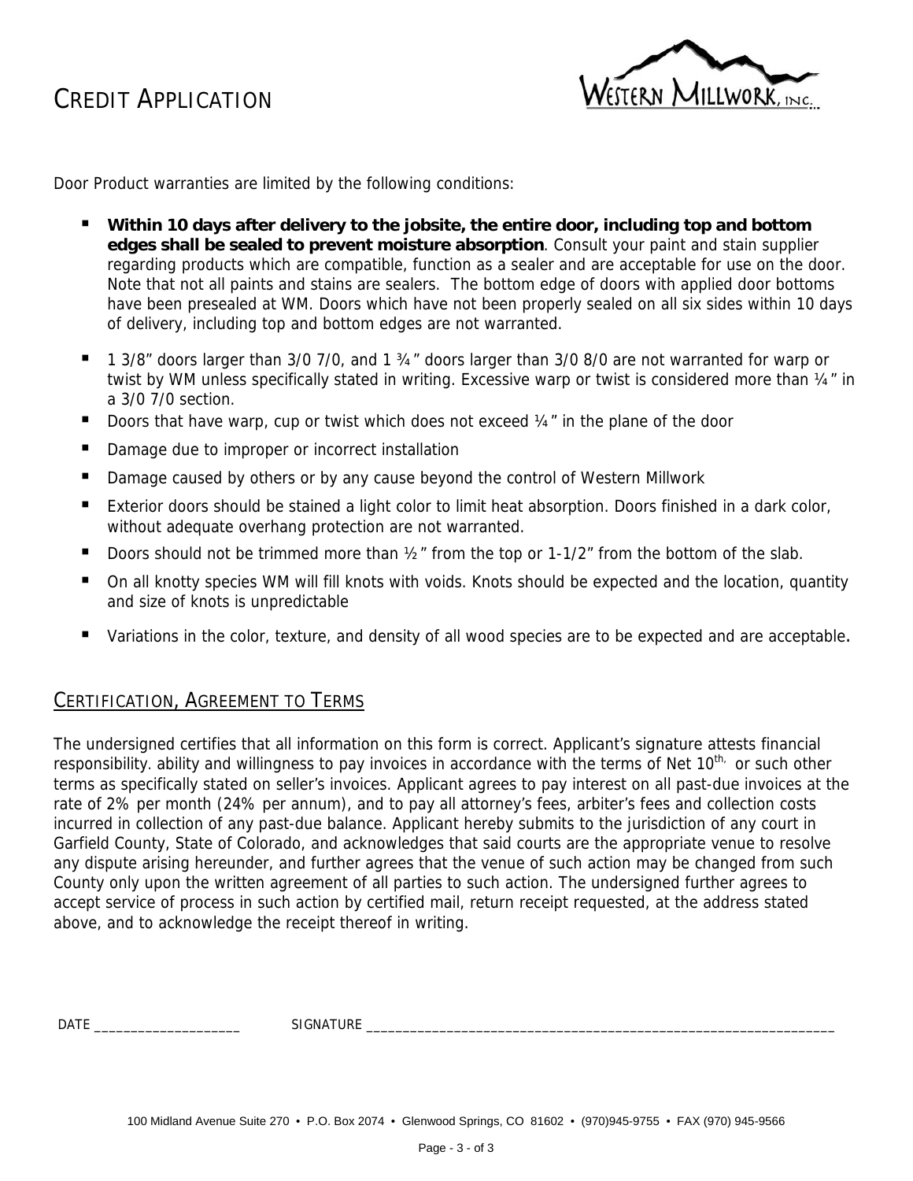# CREDIT APPLICATION

Door Product warranties are limited by the following conditions:

- **Within 10 days after delivery to the jobsite, the entire door, including top and bottom edges shall be sealed to prevent moisture absorption**. Consult your paint and stain supplier regarding products which are compatible, function as a sealer and are acceptable for use on the door. Note that not all paints and stains are sealers. The bottom edge of doors with applied door bottoms have been presealed at WM. Doors which have not been properly sealed on all six sides within 10 days of delivery, including top and bottom edges are not warranted.
- 1 3/8" doors larger than 3/0 7/0, and 1 ¾" doors larger than 3/0 8/0 are not warranted for warp or twist by WM unless specifically stated in writing. Excessive warp or twist is considered more than ¼" in a 3/0 7/0 section.
- Doors that have warp, cup or twist which does not exceed ¼" in the plane of the door
- Damage due to improper or incorrect installation
- Damage caused by others or by any cause beyond the control of Western Millwork
- Exterior doors should be stained a light color to limit heat absorption. Doors finished in a dark color, without adequate overhang protection are not warranted.
- Doors should not be trimmed more than ½" from the top or 1-1/2" from the bottom of the slab.
- On all knotty species WM will fill knots with voids. Knots should be expected and the location, quantity and size of knots is unpredictable
- Variations in the color, texture, and density of all wood species are to be expected and are acceptable**.**

## CERTIFICATION, AGREEMENT TO TERMS

The undersigned certifies that all information on this form is correct. Applicant's signature attests financial responsibility. ability and willingness to pay invoices in accordance with the terms of Net 10th, or such other terms as specifically stated on seller's invoices. Applicant agrees to pay interest on all past-due invoices at the rate of 2% per month (24% per annum), and to pay all attorney's fees, arbiter's fees and collection costs incurred in collection of any past-due balance. Applicant hereby submits to the jurisdiction of any court in Garfield County, State of Colorado, and acknowledges that said courts are the appropriate venue to resolve any dispute arising hereunder, and further agrees that the venue of such action may be changed from such County only upon the written agreement of all parties to such action. The undersigned further agrees to accept service of process in such action by certified mail, return receipt requested, at the address stated above, and to acknowledge the receipt thereof in writing.

DATE ____________________ SIGNATURE ________________________________________________________________

100 Midland Avenue Suite 270 • P.O. Box 2074 • Glenwood Springs, CO 81602 • (970)945-9755 • FAX (970) 945-9566